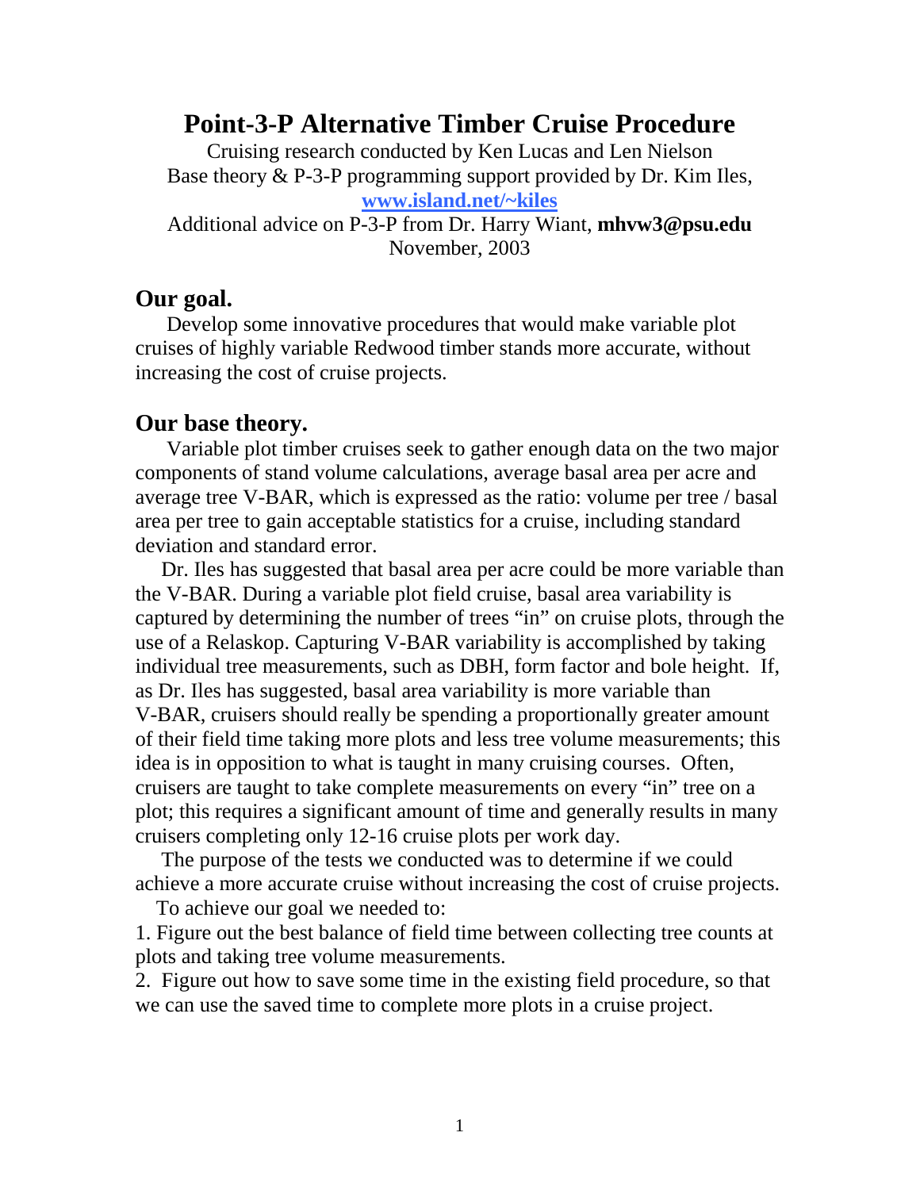# Point-3-P Alternative Timber Cruise Procedure

Cruising research conducted by Ken Lucas and Len Nielson
Base theory & P-3-P programming support provided by Dr. Kim Iles,
**[www.island.net/~kiles](www.island.net/~kiles)**
Additional advice on P-3-P from Dr. Harry Wiant, **mhvw3@psu.edu**
November, 2003

## Our goal.

Develop some innovative procedures that would make variable plot cruises of highly variable Redwood timber stands more accurate, without increasing the cost of cruise projects.

## Our base theory.

Variable plot timber cruises seek to gather enough data on the two major components of stand volume calculations, average basal area per acre and average tree V-BAR, which is expressed as the ratio: volume per tree / basal area per tree to gain acceptable statistics for a cruise, including standard deviation and standard error.

Dr. Iles has suggested that basal area per acre could be more variable than the V-BAR. During a variable plot field cruise, basal area variability is captured by determining the number of trees "in" on cruise plots, through the use of a Relaskop. Capturing V-BAR variability is accomplished by taking individual tree measurements, such as DBH, form factor and bole height. If, as Dr. Iles has suggested, basal area variability is more variable than V-BAR, cruisers should really be spending a proportionally greater amount of their field time taking more plots and less tree volume measurements; this idea is in opposition to what is taught in many cruising courses. Often, cruisers are taught to take complete measurements on every "in" tree on a plot; this requires a significant amount of time and generally results in many cruisers completing only 12-16 cruise plots per work day.

The purpose of the tests we conducted was to determine if we could achieve a more accurate cruise without increasing the cost of cruise projects.

To achieve our goal we needed to:

1. Figure out the best balance of field time between collecting tree counts at plots and taking tree volume measurements.
2. Figure out how to save some time in the existing field procedure, so that we can use the saved time to complete more plots in a cruise project.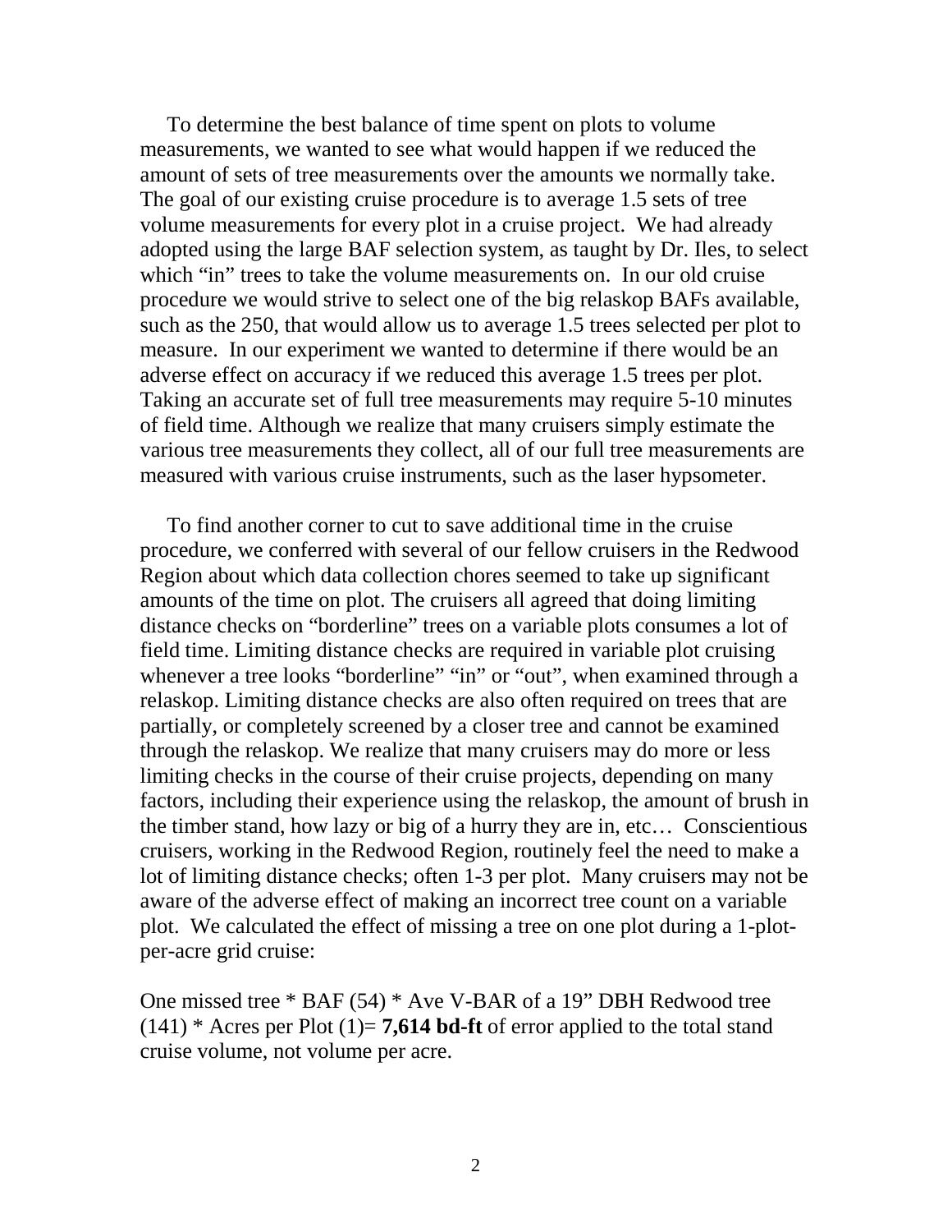To determine the best balance of time spent on plots to volume measurements, we wanted to see what would happen if we reduced the amount of sets of tree measurements over the amounts we normally take. The goal of our existing cruise procedure is to average 1.5 sets of tree volume measurements for every plot in a cruise project. We had already adopted using the large BAF selection system, as taught by Dr. Iles, to select which "in" trees to take the volume measurements on. In our old cruise procedure we would strive to select one of the big relaskop BAFs available, such as the 250, that would allow us to average 1.5 trees selected per plot to measure. In our experiment we wanted to determine if there would be an adverse effect on accuracy if we reduced this average 1.5 trees per plot. Taking an accurate set of full tree measurements may require 5-10 minutes of field time. Although we realize that many cruisers simply estimate the various tree measurements they collect, all of our full tree measurements are measured with various cruise instruments, such as the laser hypsometer.

To find another corner to cut to save additional time in the cruise procedure, we conferred with several of our fellow cruisers in the Redwood Region about which data collection chores seemed to take up significant amounts of the time on plot. The cruisers all agreed that doing limiting distance checks on "borderline" trees on a variable plots consumes a lot of field time. Limiting distance checks are required in variable plot cruising whenever a tree looks "borderline" "in" or "out", when examined through a relaskop. Limiting distance checks are also often required on trees that are partially, or completely screened by a closer tree and cannot be examined through the relaskop. We realize that many cruisers may do more or less limiting checks in the course of their cruise projects, depending on many factors, including their experience using the relaskop, the amount of brush in the timber stand, how lazy or big of a hurry they are in, etc… Conscientious cruisers, working in the Redwood Region, routinely feel the need to make a lot of limiting distance checks; often 1-3 per plot. Many cruisers may not be aware of the adverse effect of making an incorrect tree count on a variable plot. We calculated the effect of missing a tree on one plot during a 1-plot-per-acre grid cruise:

One missed tree * BAF (54) * Ave V-BAR of a 19" DBH Redwood tree (141) * Acres per Plot (1)= **7,614 bd-ft** of error applied to the total stand cruise volume, not volume per acre.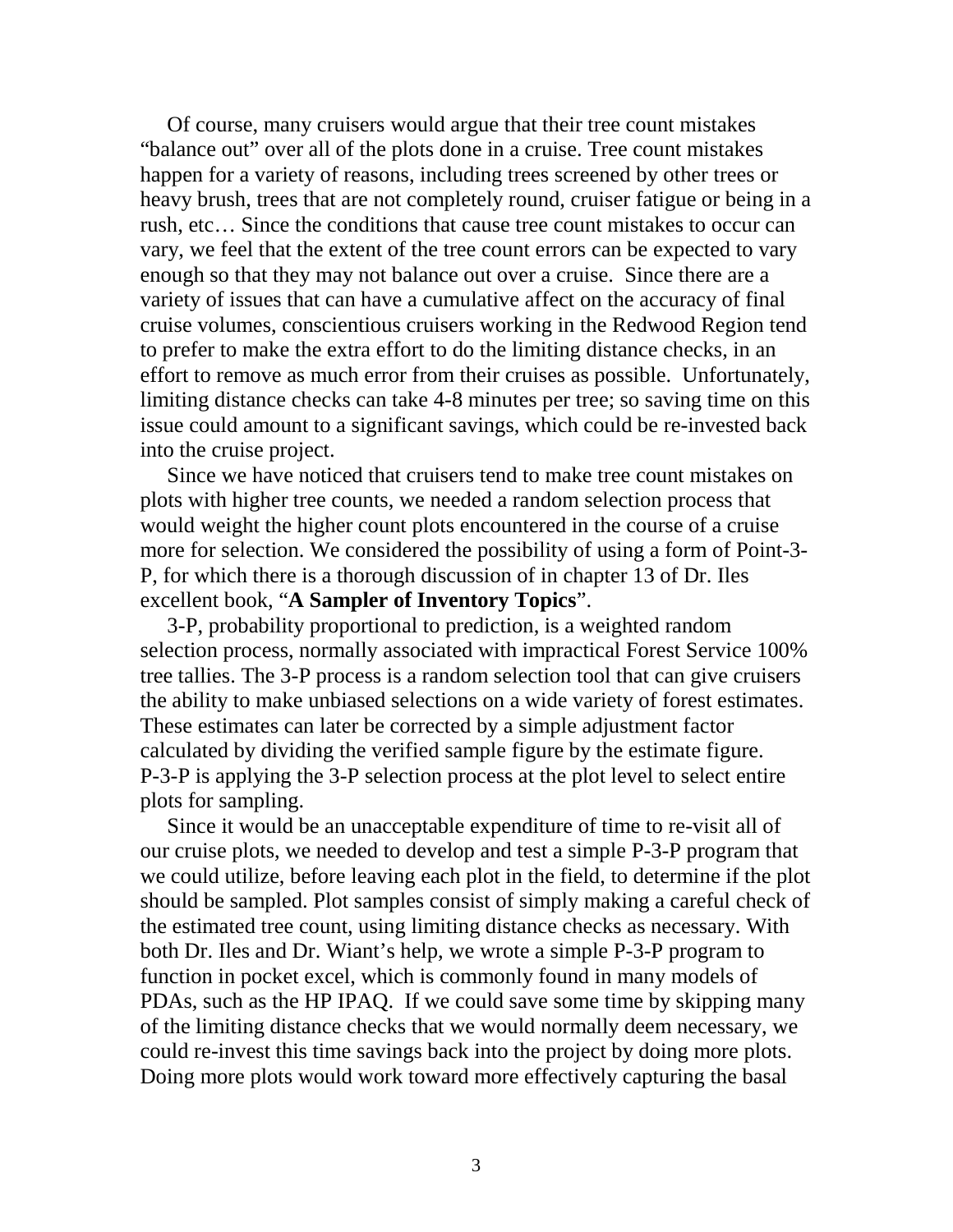Of course, many cruisers would argue that their tree count mistakes "balance out" over all of the plots done in a cruise. Tree count mistakes happen for a variety of reasons, including trees screened by other trees or heavy brush, trees that are not completely round, cruiser fatigue or being in a rush, etc… Since the conditions that cause tree count mistakes to occur can vary, we feel that the extent of the tree count errors can be expected to vary enough so that they may not balance out over a cruise. Since there are a variety of issues that can have a cumulative affect on the accuracy of final cruise volumes, conscientious cruisers working in the Redwood Region tend to prefer to make the extra effort to do the limiting distance checks, in an effort to remove as much error from their cruises as possible. Unfortunately, limiting distance checks can take 4-8 minutes per tree; so saving time on this issue could amount to a significant savings, which could be re-invested back into the cruise project.

Since we have noticed that cruisers tend to make tree count mistakes on plots with higher tree counts, we needed a random selection process that would weight the higher count plots encountered in the course of a cruise more for selection. We considered the possibility of using a form of Point-3-P, for which there is a thorough discussion of in chapter 13 of Dr. Iles excellent book, "**A Sampler of Inventory Topics**".

3-P, probability proportional to prediction, is a weighted random selection process, normally associated with impractical Forest Service 100% tree tallies. The 3-P process is a random selection tool that can give cruisers the ability to make unbiased selections on a wide variety of forest estimates. These estimates can later be corrected by a simple adjustment factor calculated by dividing the verified sample figure by the estimate figure. P-3-P is applying the 3-P selection process at the plot level to select entire plots for sampling.

Since it would be an unacceptable expenditure of time to re-visit all of our cruise plots, we needed to develop and test a simple P-3-P program that we could utilize, before leaving each plot in the field, to determine if the plot should be sampled. Plot samples consist of simply making a careful check of the estimated tree count, using limiting distance checks as necessary. With both Dr. Iles and Dr. Wiant's help, we wrote a simple P-3-P program to function in pocket excel, which is commonly found in many models of PDAs, such as the HP IPAQ. If we could save some time by skipping many of the limiting distance checks that we would normally deem necessary, we could re-invest this time savings back into the project by doing more plots. Doing more plots would work toward more effectively capturing the basal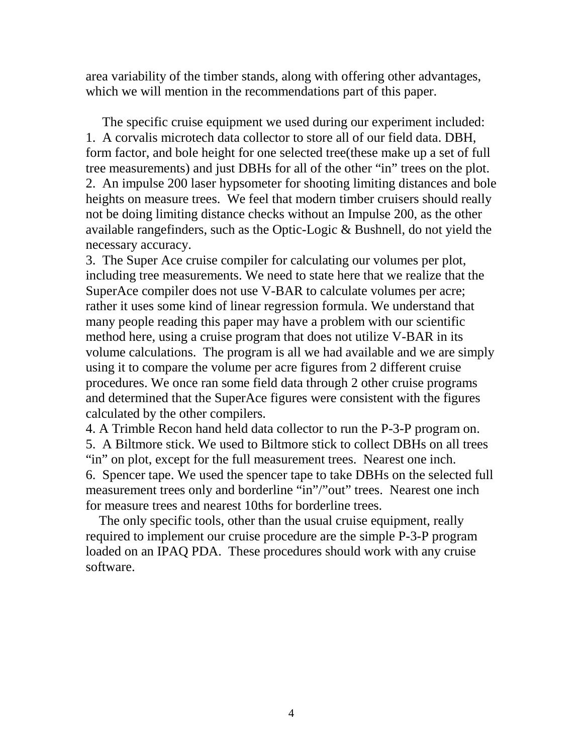area variability of the timber stands, along with offering other advantages, which we will mention in the recommendations part of this paper.

The specific cruise equipment we used during our experiment included:

1. A corvalis microtech data collector to store all of our field data. DBH, form factor, and bole height for one selected tree(these make up a set of full tree measurements) and just DBHs for all of the other “in” trees on the plot.
2. An impulse 200 laser hypsometer for shooting limiting distances and bole heights on measure trees. We feel that modern timber cruisers should really not be doing limiting distance checks without an Impulse 200, as the other available rangefinders, such as the Optic-Logic & Bushnell, do not yield the necessary accuracy.
3. The Super Ace cruise compiler for calculating our volumes per plot, including tree measurements. We need to state here that we realize that the SuperAce compiler does not use V-BAR to calculate volumes per acre; rather it uses some kind of linear regression formula. We understand that many people reading this paper may have a problem with our scientific method here, using a cruise program that does not utilize V-BAR in its volume calculations. The program is all we had available and we are simply using it to compare the volume per acre figures from 2 different cruise procedures. We once ran some field data through 2 other cruise programs and determined that the SuperAce figures were consistent with the figures calculated by the other compilers.
4. A Trimble Recon hand held data collector to run the P-3-P program on.
5. A Biltmore stick. We used to Biltmore stick to collect DBHs on all trees “in” on plot, except for the full measurement trees. Nearest one inch.
6. Spencer tape. We used the spencer tape to take DBHs on the selected full measurement trees only and borderline “in”/”out” trees. Nearest one inch for measure trees and nearest 10ths for borderline trees.

The only specific tools, other than the usual cruise equipment, really required to implement our cruise procedure are the simple P-3-P program loaded on an IPAQ PDA. These procedures should work with any cruise software.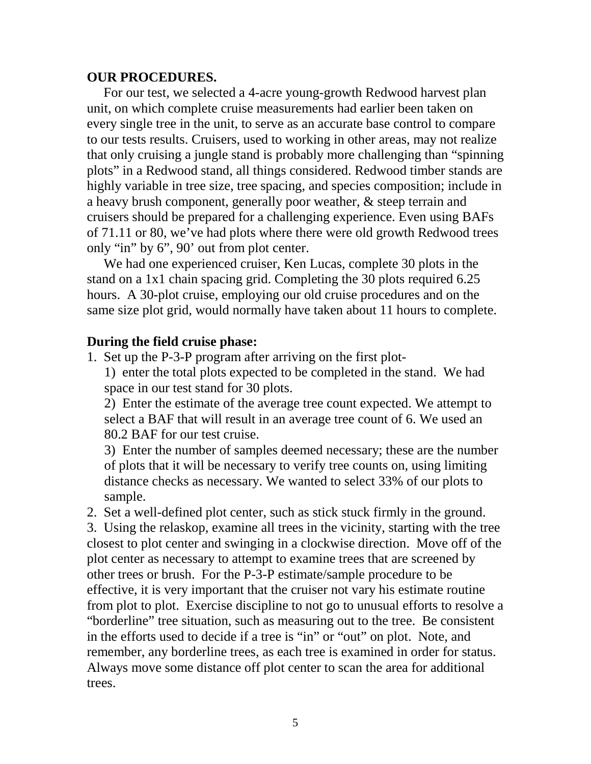**OUR PROCEDURES.**

For our test, we selected a 4-acre young-growth Redwood harvest plan unit, on which complete cruise measurements had earlier been taken on every single tree in the unit, to serve as an accurate base control to compare to our tests results. Cruisers, used to working in other areas, may not realize that only cruising a jungle stand is probably more challenging than "spinning plots" in a Redwood stand, all things considered. Redwood timber stands are highly variable in tree size, tree spacing, and species composition; include in a heavy brush component, generally poor weather, & steep terrain and cruisers should be prepared for a challenging experience. Even using BAFs of 71.11 or 80, we've had plots where there were old growth Redwood trees only "in" by 6", 90' out from plot center.

We had one experienced cruiser, Ken Lucas, complete 30 plots in the stand on a 1x1 chain spacing grid. Completing the 30 plots required 6.25 hours. A 30-plot cruise, employing our old cruise procedures and on the same size plot grid, would normally have taken about 11 hours to complete.

**During the field cruise phase:**

1. Set up the P-3-P program after arriving on the first plot-

   1) enter the total plots expected to be completed in the stand. We had space in our test stand for 30 plots.

   2) Enter the estimate of the average tree count expected. We attempt to select a BAF that will result in an average tree count of 6. We used an 80.2 BAF for our test cruise.

   3) Enter the number of samples deemed necessary; these are the number of plots that it will be necessary to verify tree counts on, using limiting distance checks as necessary. We wanted to select 33% of our plots to sample.

2. Set a well-defined plot center, such as stick stuck firmly in the ground.

3. Using the relaskop, examine all trees in the vicinity, starting with the tree closest to plot center and swinging in a clockwise direction. Move off of the plot center as necessary to attempt to examine trees that are screened by other trees or brush. For the P-3-P estimate/sample procedure to be effective, it is very important that the cruiser not vary his estimate routine from plot to plot. Exercise discipline to not go to unusual efforts to resolve a "borderline" tree situation, such as measuring out to the tree. Be consistent in the efforts used to decide if a tree is "in" or "out" on plot. Note, and remember, any borderline trees, as each tree is examined in order for status. Always move some distance off plot center to scan the area for additional trees.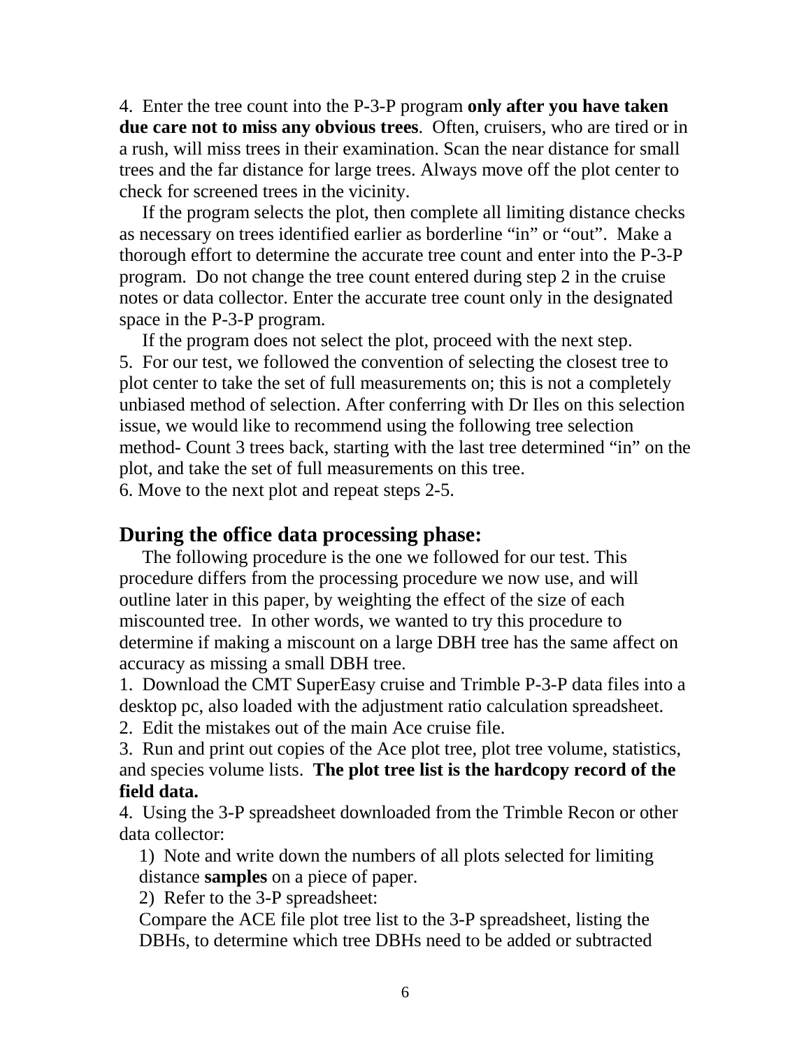4. Enter the tree count into the P-3-P program **only after you have taken due care not to miss any obvious trees**. Often, cruisers, who are tired or in a rush, will miss trees in their examination. Scan the near distance for small trees and the far distance for large trees. Always move off the plot center to check for screened trees in the vicinity.

If the program selects the plot, then complete all limiting distance checks as necessary on trees identified earlier as borderline "in" or "out". Make a thorough effort to determine the accurate tree count and enter into the P-3-P program. Do not change the tree count entered during step 2 in the cruise notes or data collector. Enter the accurate tree count only in the designated space in the P-3-P program.

If the program does not select the plot, proceed with the next step.

5. For our test, we followed the convention of selecting the closest tree to plot center to take the set of full measurements on; this is not a completely unbiased method of selection. After conferring with Dr Iles on this selection issue, we would like to recommend using the following tree selection method- Count 3 trees back, starting with the last tree determined "in" on the plot, and take the set of full measurements on this tree.

6. Move to the next plot and repeat steps 2-5.

## During the office data processing phase:

The following procedure is the one we followed for our test. This procedure differs from the processing procedure we now use, and will outline later in this paper, by weighting the effect of the size of each miscounted tree. In other words, we wanted to try this procedure to determine if making a miscount on a large DBH tree has the same affect on accuracy as missing a small DBH tree.

1. Download the CMT SuperEasy cruise and Trimble P-3-P data files into a desktop pc, also loaded with the adjustment ratio calculation spreadsheet.
2. Edit the mistakes out of the main Ace cruise file.
3. Run and print out copies of the Ace plot tree, plot tree volume, statistics, and species volume lists. **The plot tree list is the hardcopy record of the field data.**
4. Using the 3-P spreadsheet downloaded from the Trimble Recon or other data collector:

   1) Note and write down the numbers of all plots selected for limiting distance **samples** on a piece of paper.

   2) Refer to the 3-P spreadsheet:

   Compare the ACE file plot tree list to the 3-P spreadsheet, listing the DBHs, to determine which tree DBHs need to be added or subtracted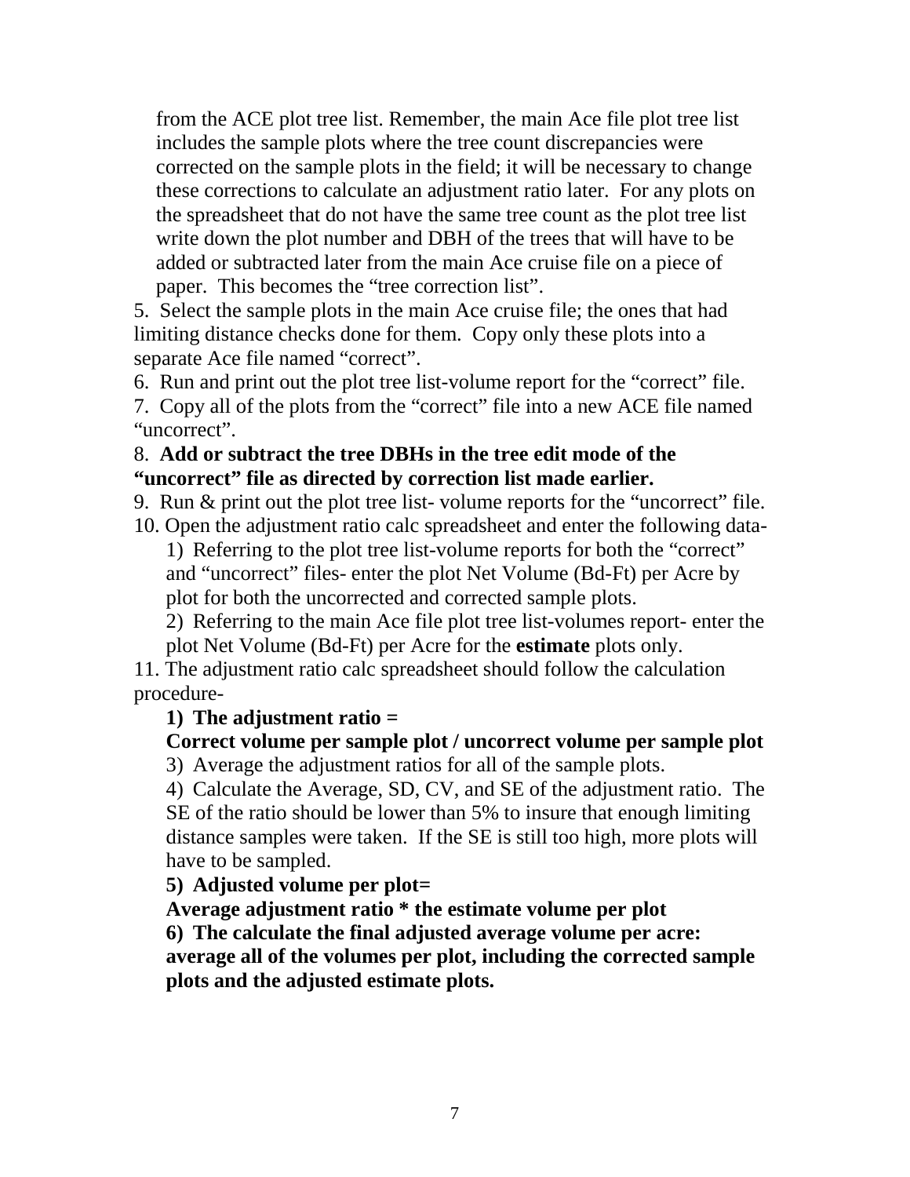from the ACE plot tree list. Remember, the main Ace file plot tree list includes the sample plots where the tree count discrepancies were corrected on the sample plots in the field; it will be necessary to change these corrections to calculate an adjustment ratio later. For any plots on the spreadsheet that do not have the same tree count as the plot tree list write down the plot number and DBH of the trees that will have to be added or subtracted later from the main Ace cruise file on a piece of paper. This becomes the "tree correction list".

5. Select the sample plots in the main Ace cruise file; the ones that had limiting distance checks done for them. Copy only these plots into a separate Ace file named "correct".

6. Run and print out the plot tree list-volume report for the "correct" file.

7. Copy all of the plots from the "correct" file into a new ACE file named "uncorrect".

8. **Add or subtract the tree DBHs in the tree edit mode of the "uncorrect" file as directed by correction list made earlier.**

9. Run & print out the plot tree list- volume reports for the "uncorrect" file.

10. Open the adjustment ratio calc spreadsheet and enter the following data-

   1) Referring to the plot tree list-volume reports for both the "correct" and "uncorrect" files- enter the plot Net Volume (Bd-Ft) per Acre by plot for both the uncorrected and corrected sample plots.

   2) Referring to the main Ace file plot tree list-volumes report- enter the plot Net Volume (Bd-Ft) per Acre for the **estimate** plots only.

11. The adjustment ratio calc spreadsheet should follow the calculation procedure-

   **1) The adjustment ratio =**
   **Correct volume per sample plot / uncorrect volume per sample plot**

   3) Average the adjustment ratios for all of the sample plots.

   4) Calculate the Average, SD, CV, and SE of the adjustment ratio. The SE of the ratio should be lower than 5% to insure that enough limiting distance samples were taken. If the SE is still too high, more plots will have to be sampled.

   **5) Adjusted volume per plot=**
   **Average adjustment ratio * the estimate volume per plot**

   **6) The calculate the final adjusted average volume per acre: average all of the volumes per plot, including the corrected sample plots and the adjusted estimate plots.**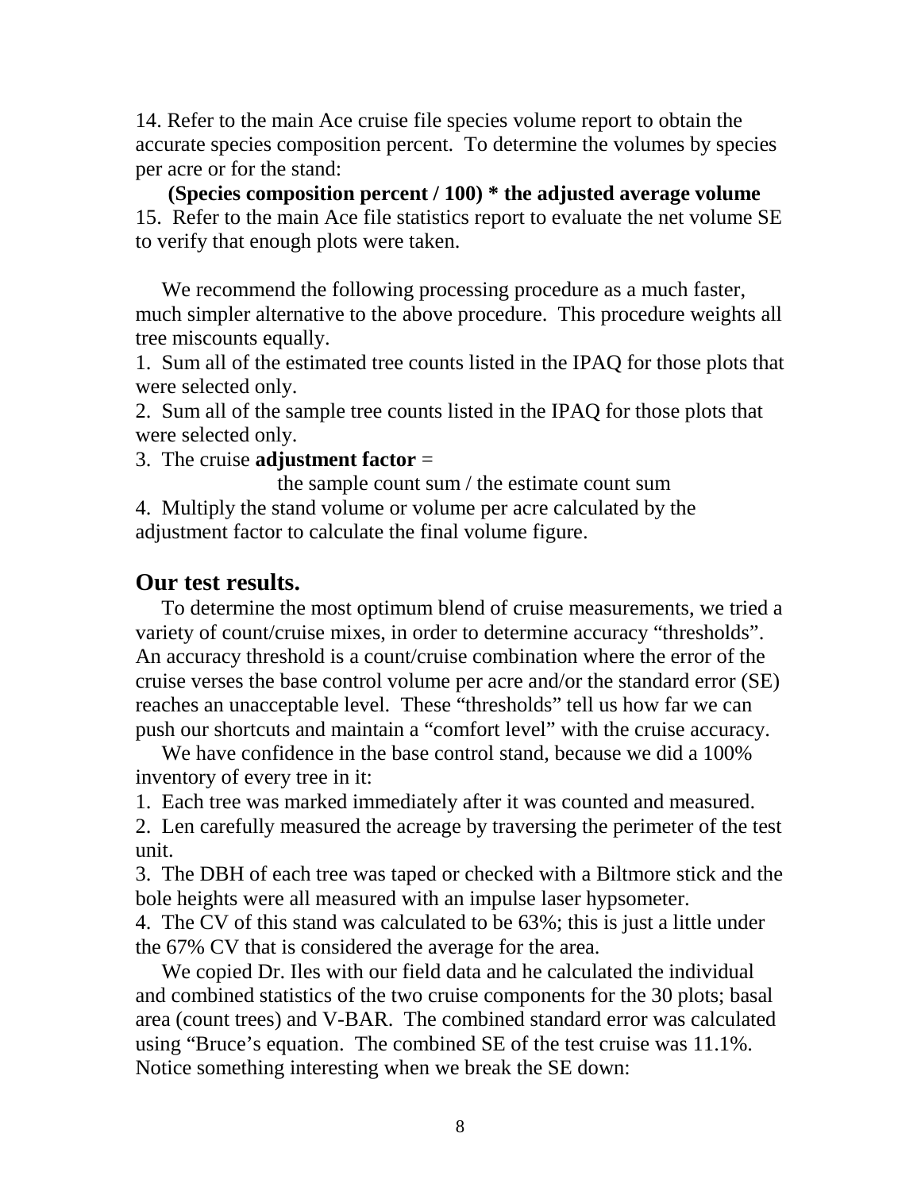14. Refer to the main Ace cruise file species volume report to obtain the accurate species composition percent. To determine the volumes by species per acre or for the stand:

**(Species composition percent / 100) * the adjusted average volume**

15. Refer to the main Ace file statistics report to evaluate the net volume SE to verify that enough plots were taken.

We recommend the following processing procedure as a much faster, much simpler alternative to the above procedure. This procedure weights all tree miscounts equally.

1. Sum all of the estimated tree counts listed in the IPAQ for those plots that were selected only.
2. Sum all of the sample tree counts listed in the IPAQ for those plots that were selected only.
3. The cruise **adjustment factor** =

   the sample count sum / the estimate count sum

4. Multiply the stand volume or volume per acre calculated by the adjustment factor to calculate the final volume figure.

## Our test results.

To determine the most optimum blend of cruise measurements, we tried a variety of count/cruise mixes, in order to determine accuracy "thresholds". An accuracy threshold is a count/cruise combination where the error of the cruise verses the base control volume per acre and/or the standard error (SE) reaches an unacceptable level. These "thresholds" tell us how far we can push our shortcuts and maintain a "comfort level" with the cruise accuracy.

We have confidence in the base control stand, because we did a 100% inventory of every tree in it:

1. Each tree was marked immediately after it was counted and measured.
2. Len carefully measured the acreage by traversing the perimeter of the test unit.
3. The DBH of each tree was taped or checked with a Biltmore stick and the bole heights were all measured with an impulse laser hypsometer.
4. The CV of this stand was calculated to be 63%; this is just a little under the 67% CV that is considered the average for the area.

We copied Dr. Iles with our field data and he calculated the individual and combined statistics of the two cruise components for the 30 plots; basal area (count trees) and V-BAR. The combined standard error was calculated using "Bruce's equation. The combined SE of the test cruise was 11.1%. Notice something interesting when we break the SE down: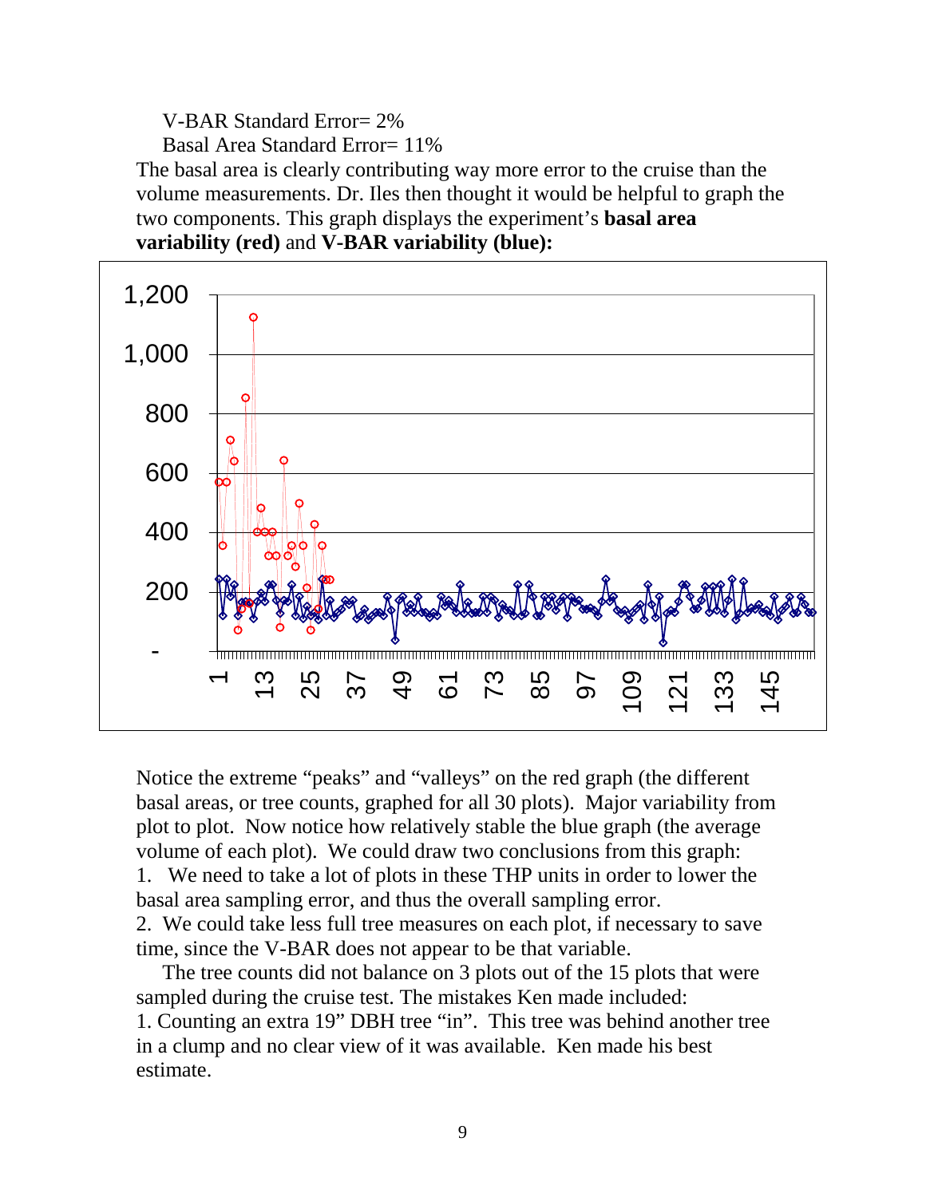V-BAR Standard Error= 2%

Basal Area Standard Error= 11%

The basal area is clearly contributing way more error to the cruise than the volume measurements. Dr. Iles then thought it would be helpful to graph the two components. This graph displays the experiment's **basal area variability (red)** and **V-BAR variability (blue):**

Notice the extreme "peaks" and "valleys" on the red graph (the different basal areas, or tree counts, graphed for all 30 plots). Major variability from plot to plot. Now notice how relatively stable the blue graph (the average volume of each plot). We could draw two conclusions from this graph:

1. We need to take a lot of plots in these THP units in order to lower the basal area sampling error, and thus the overall sampling error.
2. We could take less full tree measures on each plot, if necessary to save time, since the V-BAR does not appear to be that variable.

The tree counts did not balance on 3 plots out of the 15 plots that were sampled during the cruise test. The mistakes Ken made included:

1. Counting an extra 19" DBH tree "in". This tree was behind another tree in a clump and no clear view of it was available. Ken made his best estimate.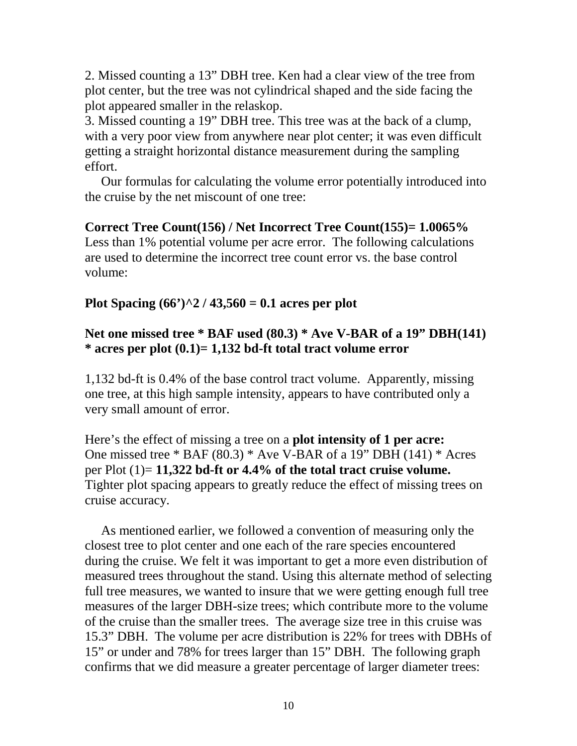2. Missed counting a 13” DBH tree. Ken had a clear view of the tree from plot center, but the tree was not cylindrical shaped and the side facing the plot appeared smaller in the relaskop.
3. Missed counting a 19” DBH tree. This tree was at the back of a clump, with a very poor view from anywhere near plot center; it was even difficult getting a straight horizontal distance measurement during the sampling effort.

Our formulas for calculating the volume error potentially introduced into the cruise by the net miscount of one tree:

**Correct Tree Count(156) / Net Incorrect Tree Count(155)= 1.0065%**
Less than 1% potential volume per acre error. The following calculations are used to determine the incorrect tree count error vs. the base control volume:

**Plot Spacing (66’)^2 / 43,560 = 0.1 acres per plot**

**Net one missed tree * BAF used (80.3) * Ave V-BAR of a 19” DBH(141) * acres per plot (0.1)= 1,132 bd-ft total tract volume error**

1,132 bd-ft is 0.4% of the base control tract volume. Apparently, missing one tree, at this high sample intensity, appears to have contributed only a very small amount of error.

Here’s the effect of missing a tree on a **plot intensity of 1 per acre:** One missed tree * BAF (80.3) * Ave V-BAR of a 19” DBH (141) * Acres per Plot (1)= **11,322 bd-ft or 4.4% of the total tract cruise volume.** Tighter plot spacing appears to greatly reduce the effect of missing trees on cruise accuracy.

As mentioned earlier, we followed a convention of measuring only the closest tree to plot center and one each of the rare species encountered during the cruise. We felt it was important to get a more even distribution of measured trees throughout the stand. Using this alternate method of selecting full tree measures, we wanted to insure that we were getting enough full tree measures of the larger DBH-size trees; which contribute more to the volume of the cruise than the smaller trees. The average size tree in this cruise was 15.3” DBH. The volume per acre distribution is 22% for trees with DBHs of 15” or under and 78% for trees larger than 15” DBH. The following graph confirms that we did measure a greater percentage of larger diameter trees: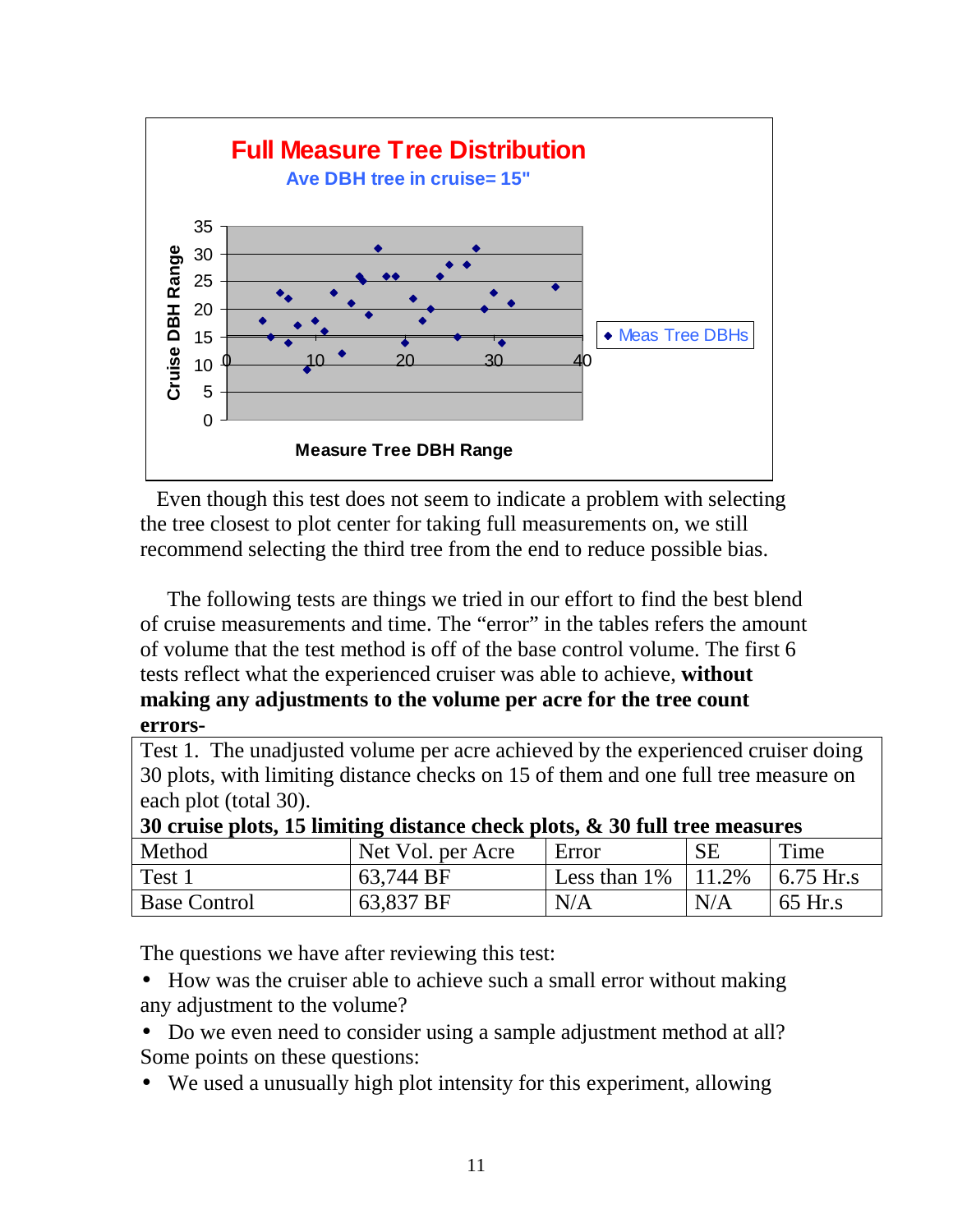**Full Measure Tree Distribution**

Ave DBH tree in cruise= 15"

Cruise DBH Range / Measure Tree DBH Range — Meas Tree DBHs

Even though this test does not seem to indicate a problem with selecting the tree closest to plot center for taking full measurements on, we still recommend selecting the third tree from the end to reduce possible bias.

The following tests are things we tried in our effort to find the best blend of cruise measurements and time. The "error" in the tables refers the amount of volume that the test method is off of the base control volume. The first 6 tests reflect what the experienced cruiser was able to achieve, **without making any adjustments to the volume per acre for the tree count errors-**

Test 1. The unadjusted volume per acre achieved by the experienced cruiser doing 30 plots, with limiting distance checks on 15 of them and one full tree measure on each plot (total 30).

**30 cruise plots, 15 limiting distance check plots, & 30 full tree measures**

| Method | Net Vol. per Acre | Error | SE | Time |
|---|---|---|---|---|
| Test 1 | 63,744 BF | Less than 1% | 11.2% | 6.75 Hr.s |
| Base Control | 63,837 BF | N/A | N/A | 65 Hr.s |

The questions we have after reviewing this test:

- How was the cruiser able to achieve such a small error without making any adjustment to the volume?
- Do we even need to consider using a sample adjustment method at all?

Some points on these questions:

- We used a unusually high plot intensity for this experiment, allowing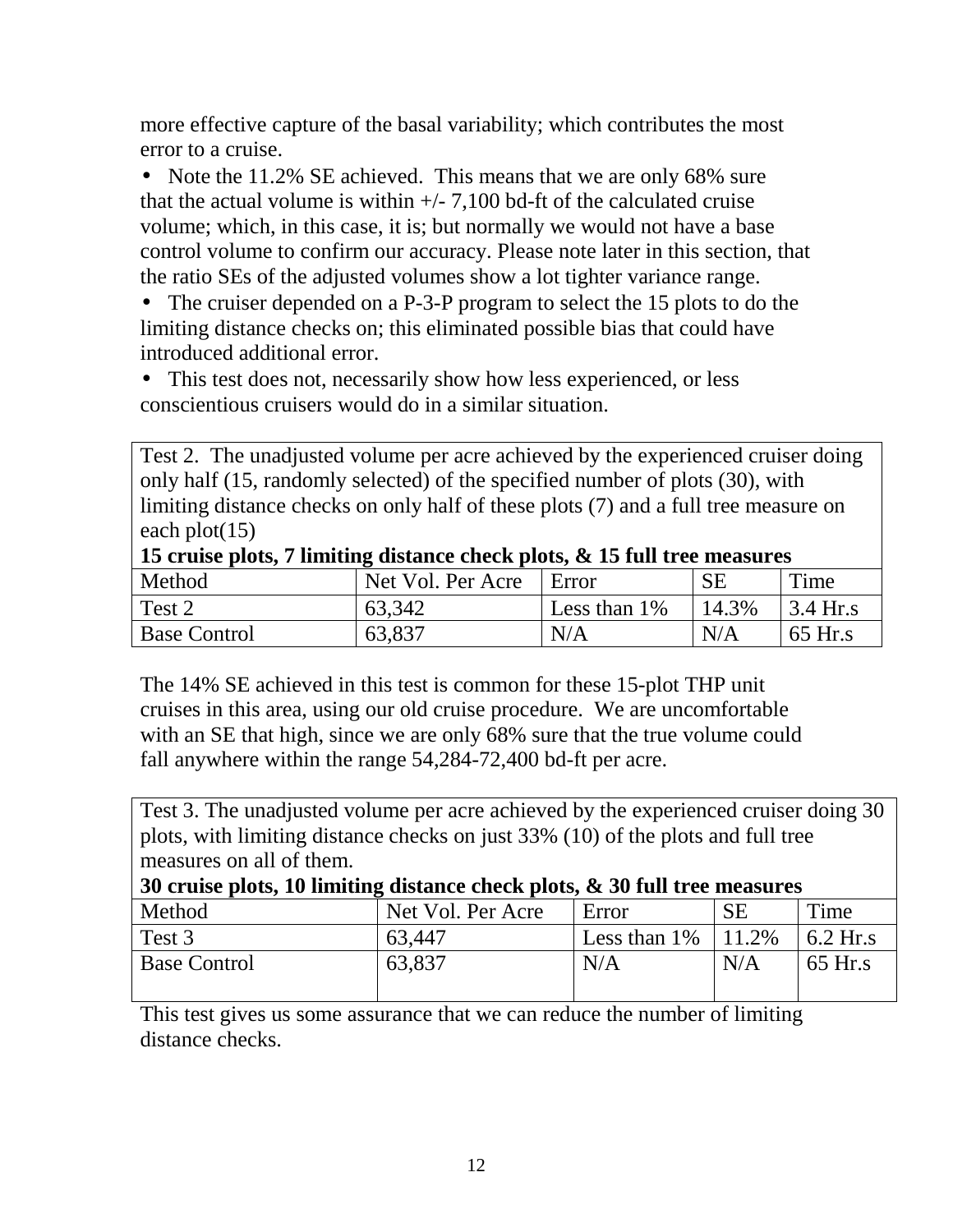more effective capture of the basal variability; which contributes the most error to a cruise.

- Note the 11.2% SE achieved. This means that we are only 68% sure that the actual volume is within +/- 7,100 bd-ft of the calculated cruise volume; which, in this case, it is; but normally we would not have a base control volume to confirm our accuracy. Please note later in this section, that the ratio SEs of the adjusted volumes show a lot tighter variance range.
- The cruiser depended on a P-3-P program to select the 15 plots to do the limiting distance checks on; this eliminated possible bias that could have introduced additional error.
- This test does not, necessarily show how less experienced, or less conscientious cruisers would do in a similar situation.

Test 2. The unadjusted volume per acre achieved by the experienced cruiser doing only half (15, randomly selected) of the specified number of plots (30), with limiting distance checks on only half of these plots (7) and a full tree measure on each plot(15)

**15 cruise plots, 7 limiting distance check plots, & 15 full tree measures**

| Method | Net Vol. Per Acre | Error | SE | Time |
|---|---|---|---|---|
| Test 2 | 63,342 | Less than 1% | 14.3% | 3.4 Hr.s |
| Base Control | 63,837 | N/A | N/A | 65 Hr.s |

The 14% SE achieved in this test is common for these 15-plot THP unit cruises in this area, using our old cruise procedure. We are uncomfortable with an SE that high, since we are only 68% sure that the true volume could fall anywhere within the range 54,284-72,400 bd-ft per acre.

Test 3. The unadjusted volume per acre achieved by the experienced cruiser doing 30 plots, with limiting distance checks on just 33% (10) of the plots and full tree measures on all of them.

**30 cruise plots, 10 limiting distance check plots, & 30 full tree measures**

| Method | Net Vol. Per Acre | Error | SE | Time |
|---|---|---|---|---|
| Test 3 | 63,447 | Less than 1% | 11.2% | 6.2 Hr.s |
| Base Control | 63,837 | N/A | N/A | 65 Hr.s |

This test gives us some assurance that we can reduce the number of limiting distance checks.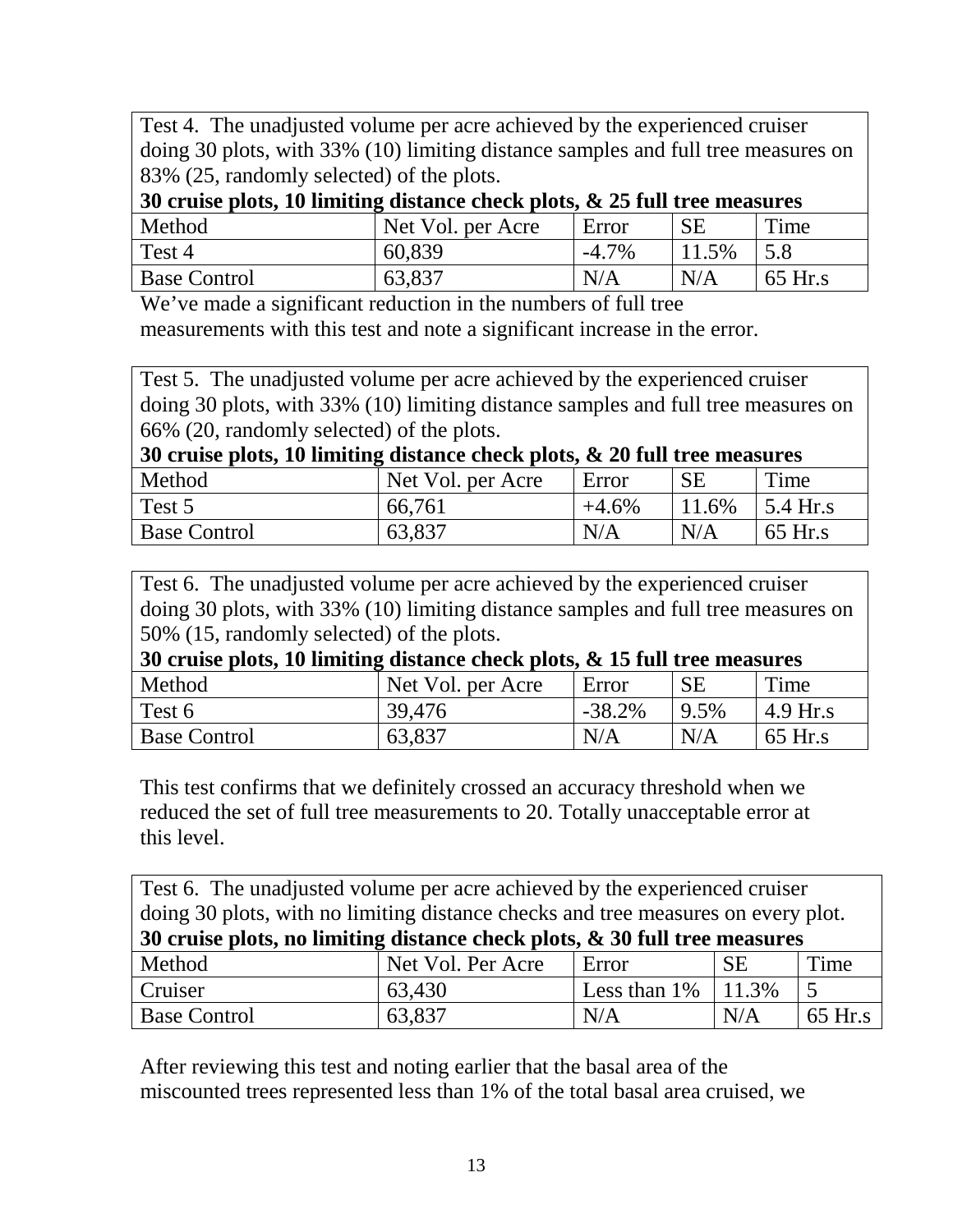Test 4. The unadjusted volume per acre achieved by the experienced cruiser doing 30 plots, with 33% (10) limiting distance samples and full tree measures on 83% (25, randomly selected) of the plots.

**30 cruise plots, 10 limiting distance check plots, & 25 full tree measures**

| Method | Net Vol. per Acre | Error | SE | Time |
|---|---|---|---|---|
| Test 4 | 60,839 | -4.7% | 11.5% | 5.8 |
| Base Control | 63,837 | N/A | N/A | 65 Hr.s |

We've made a significant reduction in the numbers of full tree measurements with this test and note a significant increase in the error.

Test 5. The unadjusted volume per acre achieved by the experienced cruiser doing 30 plots, with 33% (10) limiting distance samples and full tree measures on 66% (20, randomly selected) of the plots.

**30 cruise plots, 10 limiting distance check plots, & 20 full tree measures**

| Method | Net Vol. per Acre | Error | SE | Time |
|---|---|---|---|---|
| Test 5 | 66,761 | +4.6% | 11.6% | 5.4 Hr.s |
| Base Control | 63,837 | N/A | N/A | 65 Hr.s |

Test 6. The unadjusted volume per acre achieved by the experienced cruiser doing 30 plots, with 33% (10) limiting distance samples and full tree measures on 50% (15, randomly selected) of the plots.

**30 cruise plots, 10 limiting distance check plots, & 15 full tree measures**

| Method | Net Vol. per Acre | Error | SE | Time |
|---|---|---|---|---|
| Test 6 | 39,476 | -38.2% | 9.5% | 4.9 Hr.s |
| Base Control | 63,837 | N/A | N/A | 65 Hr.s |

This test confirms that we definitely crossed an accuracy threshold when we reduced the set of full tree measurements to 20. Totally unacceptable error at this level.

Test 6. The unadjusted volume per acre achieved by the experienced cruiser doing 30 plots, with no limiting distance checks and tree measures on every plot.

**30 cruise plots, no limiting distance check plots, & 30 full tree measures**

| Method | Net Vol. Per Acre | Error | SE | Time |
|---|---|---|---|---|
| Cruiser | 63,430 | Less than 1% | 11.3% | 5 |
| Base Control | 63,837 | N/A | N/A | 65 Hr.s |

After reviewing this test and noting earlier that the basal area of the miscounted trees represented less than 1% of the total basal area cruised, we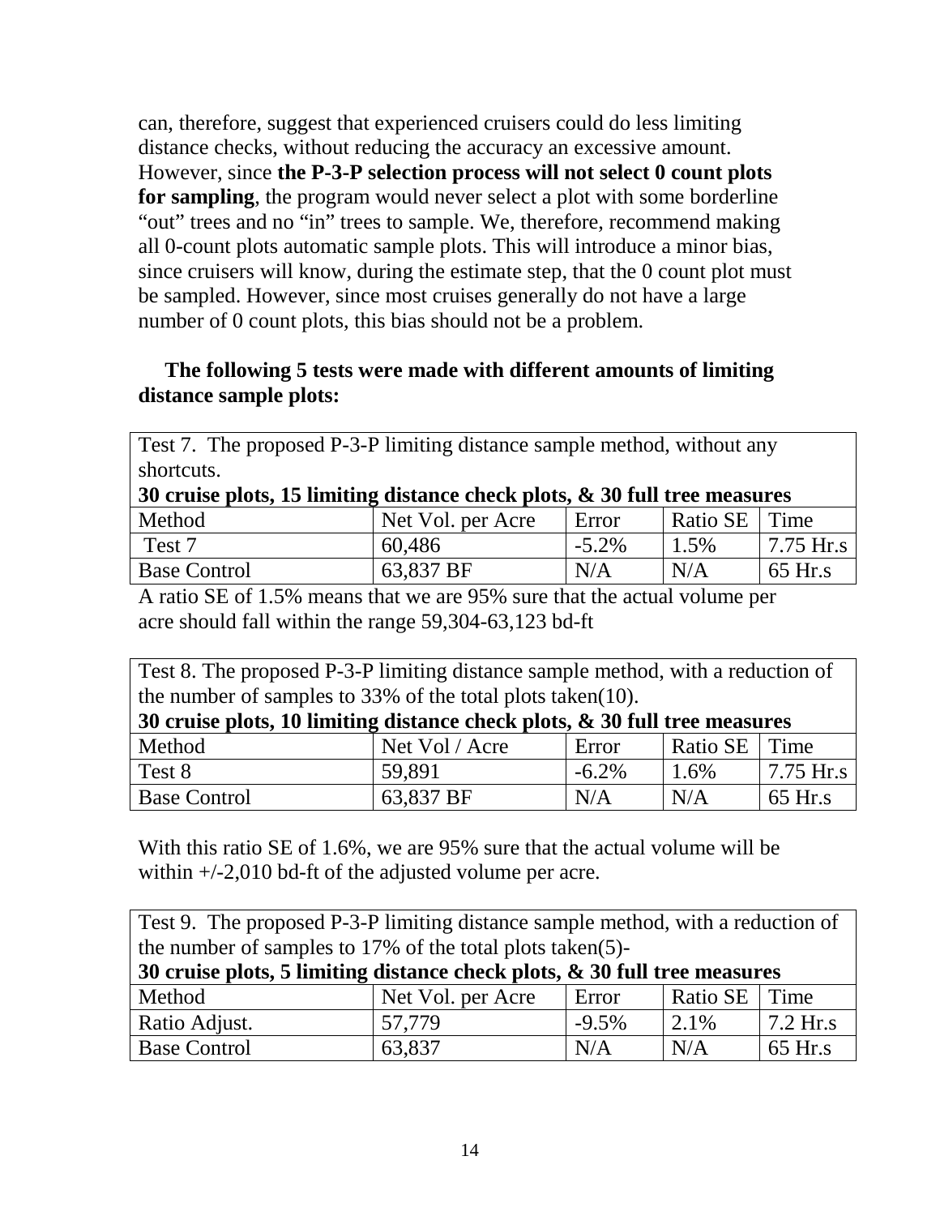can, therefore, suggest that experienced cruisers could do less limiting distance checks, without reducing the accuracy an excessive amount. However, since **the P-3-P selection process will not select 0 count plots for sampling**, the program would never select a plot with some borderline "out" trees and no "in" trees to sample. We, therefore, recommend making all 0-count plots automatic sample plots. This will introduce a minor bias, since cruisers will know, during the estimate step, that the 0 count plot must be sampled. However, since most cruises generally do not have a large number of 0 count plots, this bias should not be a problem.

**The following 5 tests were made with different amounts of limiting distance sample plots:**

Test 7. The proposed P-3-P limiting distance sample method, without any shortcuts.

**30 cruise plots, 15 limiting distance check plots, & 30 full tree measures**

| Method | Net Vol. per Acre | Error | Ratio SE | Time |
|---|---|---|---|---|
| Test 7 | 60,486 | -5.2% | 1.5% | 7.75 Hr.s |
| Base Control | 63,837 BF | N/A | N/A | 65 Hr.s |

A ratio SE of 1.5% means that we are 95% sure that the actual volume per acre should fall within the range 59,304-63,123 bd-ft

Test 8. The proposed P-3-P limiting distance sample method, with a reduction of the number of samples to 33% of the total plots taken(10).

**30 cruise plots, 10 limiting distance check plots, & 30 full tree measures**

| Method | Net Vol / Acre | Error | Ratio SE | Time |
|---|---|---|---|---|
| Test 8 | 59,891 | -6.2% | 1.6% | 7.75 Hr.s |
| Base Control | 63,837 BF | N/A | N/A | 65 Hr.s |

With this ratio SE of 1.6%, we are 95% sure that the actual volume will be within +/-2,010 bd-ft of the adjusted volume per acre.

Test 9. The proposed P-3-P limiting distance sample method, with a reduction of the number of samples to 17% of the total plots taken(5)-

**30 cruise plots, 5 limiting distance check plots, & 30 full tree measures**

| Method | Net Vol. per Acre | Error | Ratio SE | Time |
|---|---|---|---|---|
| Ratio Adjust. | 57,779 | -9.5% | 2.1% | 7.2 Hr.s |
| Base Control | 63,837 | N/A | N/A | 65 Hr.s |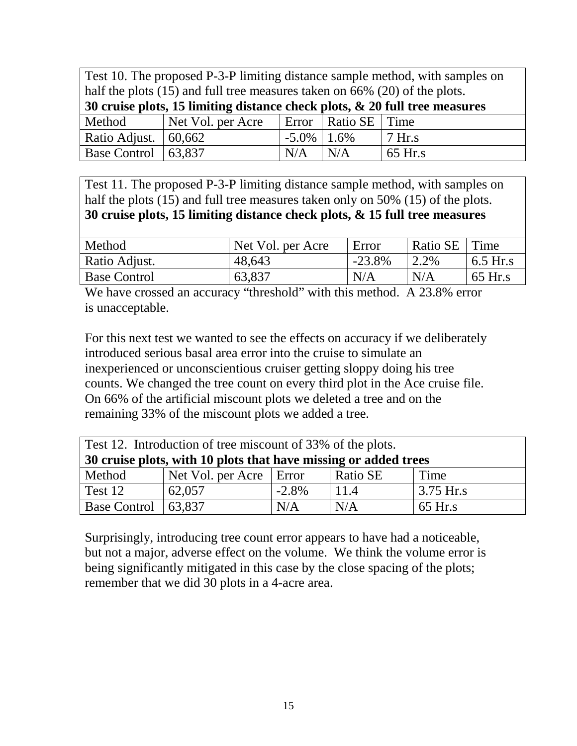| Test 10. The proposed P-3-P limiting distance sample method, with samples on half the plots (15) and full tree measures taken on 66% (20) of the plots. **30 cruise plots, 15 limiting distance check plots, & 20 full tree measures** | | | | |
|---|---|---|---|---|
| Method | Net Vol. per Acre | Error | Ratio SE | Time |
| Ratio Adjust. | 60,662 | -5.0% | 1.6% | 7 Hr.s |
| Base Control | 63,837 | N/A | N/A | 65 Hr.s |

| Test 11. The proposed P-3-P limiting distance sample method, with samples on half the plots (15) and full tree measures taken only on 50% (15) of the plots. **30 cruise plots, 15 limiting distance check plots, & 15 full tree measures** | | | | |
|---|---|---|---|---|
| Method | Net Vol. per Acre | Error | Ratio SE | Time |
| Ratio Adjust. | 48,643 | -23.8% | 2.2% | 6.5 Hr.s |
| Base Control | 63,837 | N/A | N/A | 65 Hr.s |

We have crossed an accuracy "threshold" with this method. A 23.8% error is unacceptable.

For this next test we wanted to see the effects on accuracy if we deliberately introduced serious basal area error into the cruise to simulate an inexperienced or unconscientious cruiser getting sloppy doing his tree counts. We changed the tree count on every third plot in the Ace cruise file. On 66% of the artificial miscount plots we deleted a tree and on the remaining 33% of the miscount plots we added a tree.

| Test 12. Introduction of tree miscount of 33% of the plots. **30 cruise plots, with 10 plots that have missing or added trees** | | | | |
|---|---|---|---|---|
| Method | Net Vol. per Acre | Error | Ratio SE | Time |
| Test 12 | 62,057 | -2.8% | 11.4 | 3.75 Hr.s |
| Base Control | 63,837 | N/A | N/A | 65 Hr.s |

Surprisingly, introducing tree count error appears to have had a noticeable, but not a major, adverse effect on the volume. We think the volume error is being significantly mitigated in this case by the close spacing of the plots; remember that we did 30 plots in a 4-acre area.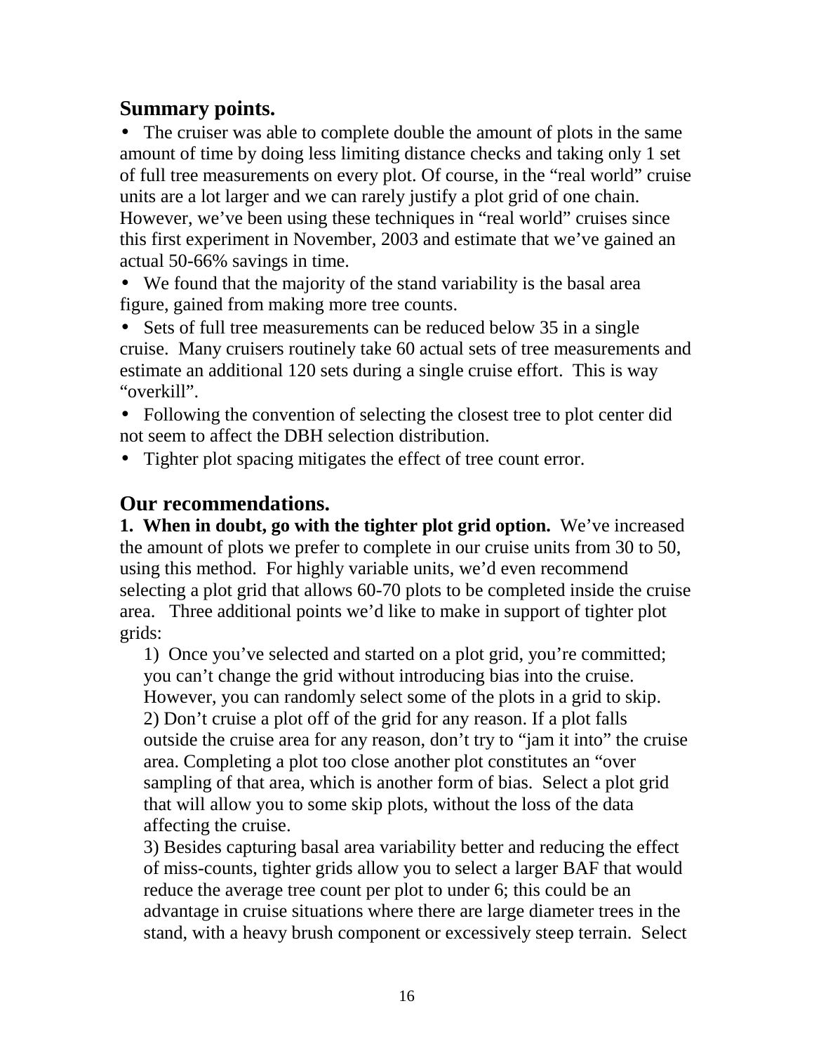## Summary points.

- The cruiser was able to complete double the amount of plots in the same amount of time by doing less limiting distance checks and taking only 1 set of full tree measurements on every plot. Of course, in the "real world" cruise units are a lot larger and we can rarely justify a plot grid of one chain. However, we've been using these techniques in "real world" cruises since this first experiment in November, 2003 and estimate that we've gained an actual 50-66% savings in time.
- We found that the majority of the stand variability is the basal area figure, gained from making more tree counts.
- Sets of full tree measurements can be reduced below 35 in a single cruise. Many cruisers routinely take 60 actual sets of tree measurements and estimate an additional 120 sets during a single cruise effort. This is way "overkill".
- Following the convention of selecting the closest tree to plot center did not seem to affect the DBH selection distribution.
- Tighter plot spacing mitigates the effect of tree count error.

## Our recommendations.

**1. When in doubt, go with the tighter plot grid option.** We've increased the amount of plots we prefer to complete in our cruise units from 30 to 50, using this method. For highly variable units, we'd even recommend selecting a plot grid that allows 60-70 plots to be completed inside the cruise area. Three additional points we'd like to make in support of tighter plot grids:

1) Once you've selected and started on a plot grid, you're committed; you can't change the grid without introducing bias into the cruise. However, you can randomly select some of the plots in a grid to skip.
2) Don't cruise a plot off of the grid for any reason. If a plot falls outside the cruise area for any reason, don't try to "jam it into" the cruise area. Completing a plot too close another plot constitutes an "over sampling of that area, which is another form of bias. Select a plot grid that will allow you to some skip plots, without the loss of the data affecting the cruise.
3) Besides capturing basal area variability better and reducing the effect of miss-counts, tighter grids allow you to select a larger BAF that would reduce the average tree count per plot to under 6; this could be an advantage in cruise situations where there are large diameter trees in the stand, with a heavy brush component or excessively steep terrain. Select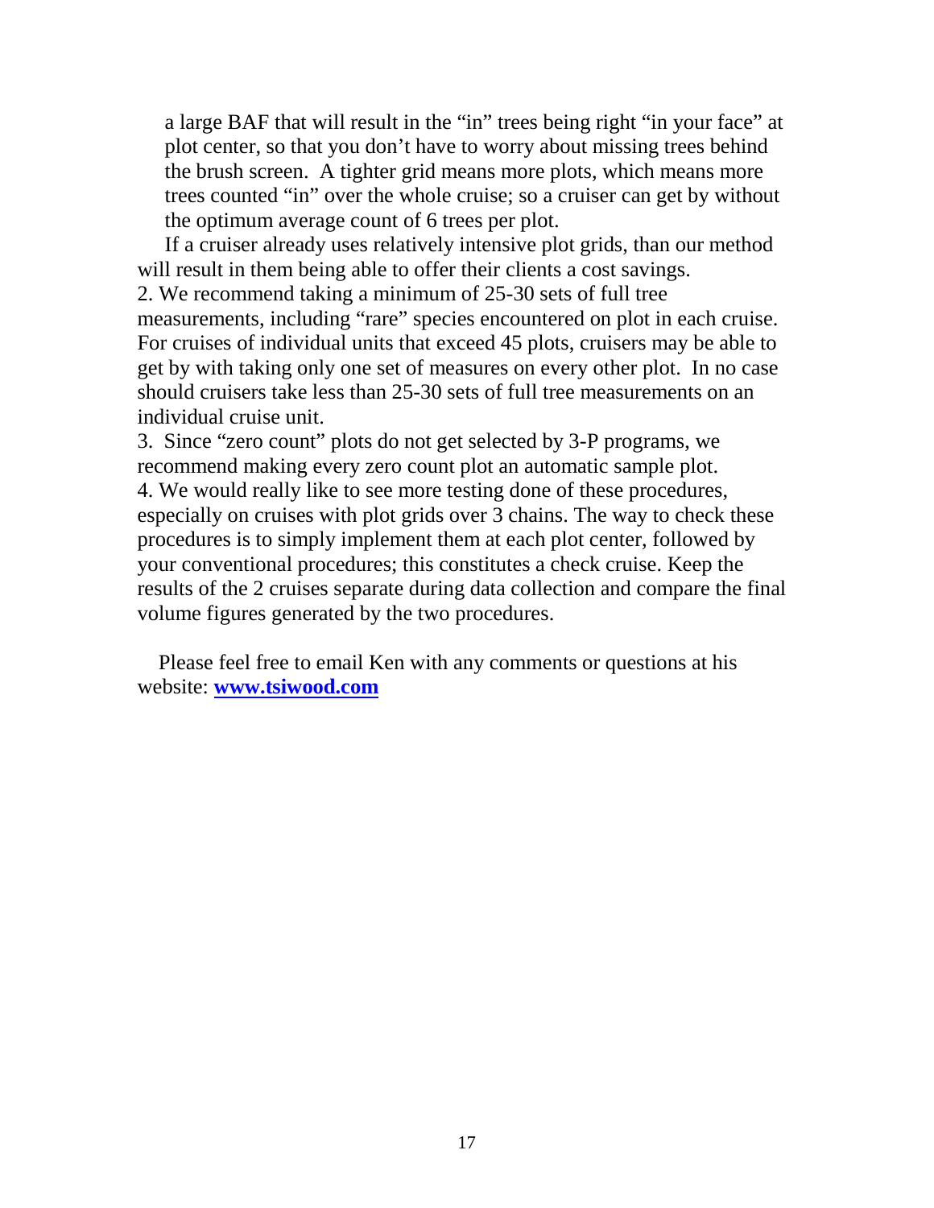a large BAF that will result in the "in" trees being right "in your face" at plot center, so that you don't have to worry about missing trees behind the brush screen. A tighter grid means more plots, which means more trees counted "in" over the whole cruise; so a cruiser can get by without the optimum average count of 6 trees per plot.

If a cruiser already uses relatively intensive plot grids, than our method will result in them being able to offer their clients a cost savings.

2. We recommend taking a minimum of 25-30 sets of full tree measurements, including "rare" species encountered on plot in each cruise. For cruises of individual units that exceed 45 plots, cruisers may be able to get by with taking only one set of measures on every other plot. In no case should cruisers take less than 25-30 sets of full tree measurements on an individual cruise unit.

3. Since "zero count" plots do not get selected by 3-P programs, we recommend making every zero count plot an automatic sample plot.

4. We would really like to see more testing done of these procedures, especially on cruises with plot grids over 3 chains. The way to check these procedures is to simply implement them at each plot center, followed by your conventional procedures; this constitutes a check cruise. Keep the results of the 2 cruises separate during data collection and compare the final volume figures generated by the two procedures.

Please feel free to email Ken with any comments or questions at his website: **[www.tsiwood.com](http://www.tsiwood.com)**